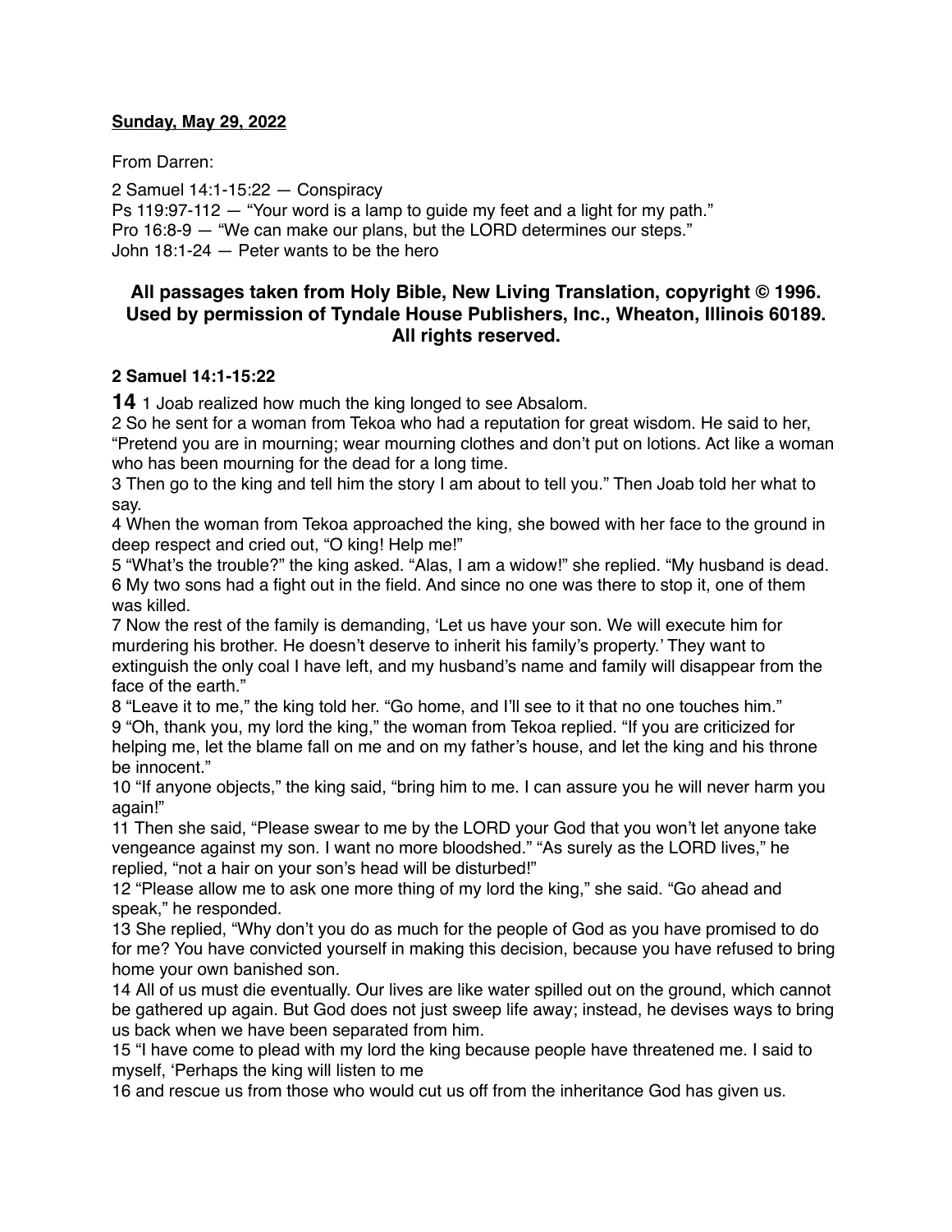**Sunday, May 29, 2022**

From Darren:

2 Samuel 14:1-15:22 — Conspiracy
Ps 119:97-112 — "Your word is a lamp to guide my feet and a light for my path."
Pro 16:8-9 — "We can make our plans, but the LORD determines our steps."
John 18:1-24 — Peter wants to be the hero

**All passages taken from Holy Bible, New Living Translation, copyright © 1996. Used by permission of Tyndale House Publishers, Inc., Wheaton, Illinois 60189. All rights reserved.**

**2 Samuel 14:1-15:22**

**14** 1 Joab realized how much the king longed to see Absalom.
2 So he sent for a woman from Tekoa who had a reputation for great wisdom. He said to her, "Pretend you are in mourning; wear mourning clothes and don't put on lotions. Act like a woman who has been mourning for the dead for a long time.
3 Then go to the king and tell him the story I am about to tell you." Then Joab told her what to say.
4 When the woman from Tekoa approached the king, she bowed with her face to the ground in deep respect and cried out, "O king! Help me!"
5 "What's the trouble?" the king asked. "Alas, I am a widow!" she replied. "My husband is dead.
6 My two sons had a fight out in the field. And since no one was there to stop it, one of them was killed.
7 Now the rest of the family is demanding, 'Let us have your son. We will execute him for murdering his brother. He doesn't deserve to inherit his family's property.' They want to extinguish the only coal I have left, and my husband's name and family will disappear from the face of the earth."
8 "Leave it to me," the king told her. "Go home, and I'll see to it that no one touches him."
9 "Oh, thank you, my lord the king," the woman from Tekoa replied. "If you are criticized for helping me, let the blame fall on me and on my father's house, and let the king and his throne be innocent."
10 "If anyone objects," the king said, "bring him to me. I can assure you he will never harm you again!"
11 Then she said, "Please swear to me by the LORD your God that you won't let anyone take vengeance against my son. I want no more bloodshed." "As surely as the LORD lives," he replied, "not a hair on your son's head will be disturbed!"
12 "Please allow me to ask one more thing of my lord the king," she said. "Go ahead and speak," he responded.
13 She replied, "Why don't you do as much for the people of God as you have promised to do for me? You have convicted yourself in making this decision, because you have refused to bring home your own banished son.
14 All of us must die eventually. Our lives are like water spilled out on the ground, which cannot be gathered up again. But God does not just sweep life away; instead, he devises ways to bring us back when we have been separated from him.
15 "I have come to plead with my lord the king because people have threatened me. I said to myself, 'Perhaps the king will listen to me
16 and rescue us from those who would cut us off from the inheritance God has given us.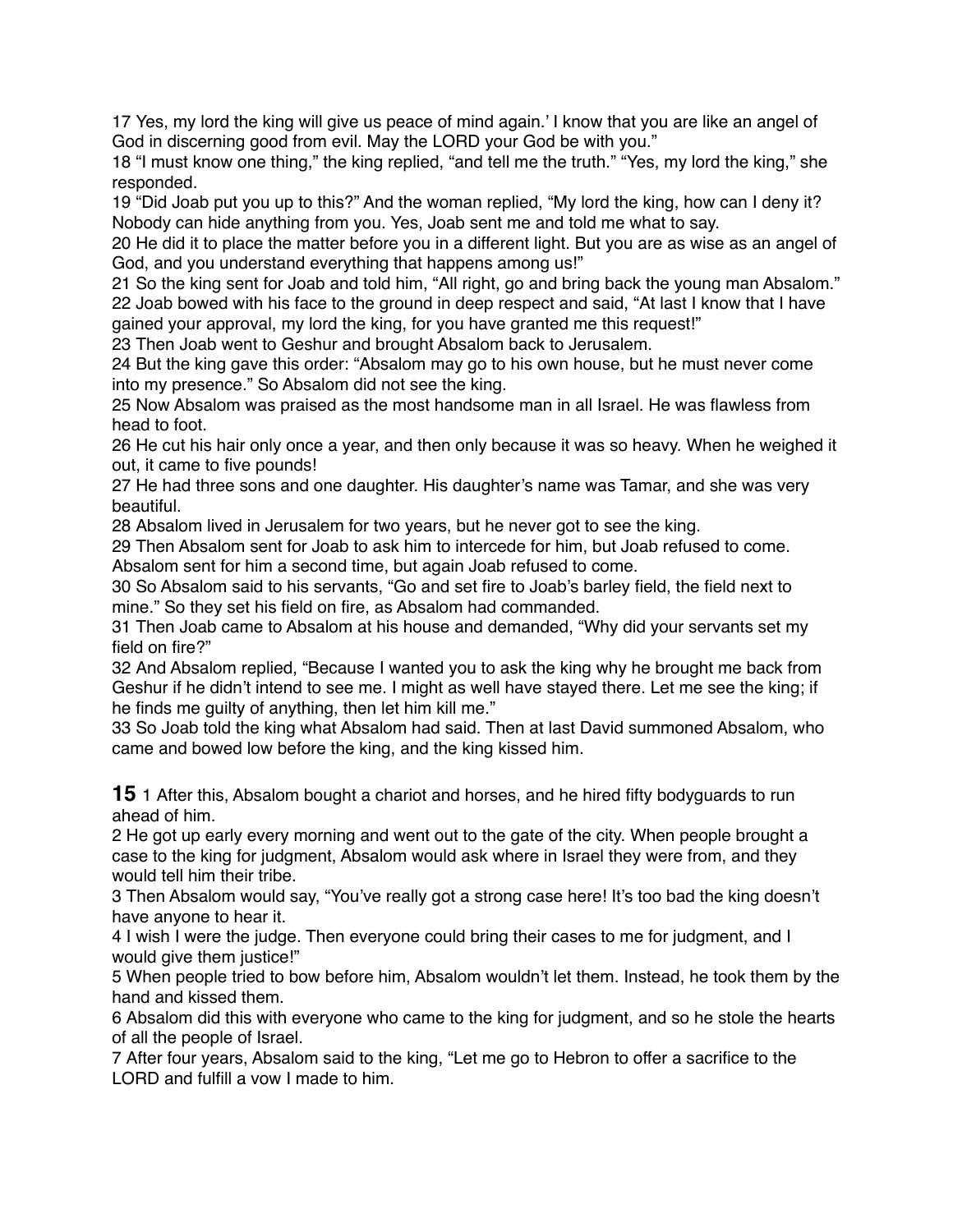17 Yes, my lord the king will give us peace of mind again.' I know that you are like an angel of God in discerning good from evil. May the LORD your God be with you."

18 "I must know one thing," the king replied, "and tell me the truth." "Yes, my lord the king," she responded.

19 "Did Joab put you up to this?" And the woman replied, "My lord the king, how can I deny it? Nobody can hide anything from you. Yes, Joab sent me and told me what to say.

20 He did it to place the matter before you in a different light. But you are as wise as an angel of God, and you understand everything that happens among us!"

21 So the king sent for Joab and told him, "All right, go and bring back the young man Absalom."

22 Joab bowed with his face to the ground in deep respect and said, "At last I know that I have gained your approval, my lord the king, for you have granted me this request!"

23 Then Joab went to Geshur and brought Absalom back to Jerusalem.

24 But the king gave this order: "Absalom may go to his own house, but he must never come into my presence." So Absalom did not see the king.

25 Now Absalom was praised as the most handsome man in all Israel. He was flawless from head to foot.

26 He cut his hair only once a year, and then only because it was so heavy. When he weighed it out, it came to five pounds!

27 He had three sons and one daughter. His daughter's name was Tamar, and she was very beautiful.

28 Absalom lived in Jerusalem for two years, but he never got to see the king.

29 Then Absalom sent for Joab to ask him to intercede for him, but Joab refused to come. Absalom sent for him a second time, but again Joab refused to come.

30 So Absalom said to his servants, "Go and set fire to Joab's barley field, the field next to mine." So they set his field on fire, as Absalom had commanded.

31 Then Joab came to Absalom at his house and demanded, "Why did your servants set my field on fire?"

32 And Absalom replied, "Because I wanted you to ask the king why he brought me back from Geshur if he didn't intend to see me. I might as well have stayed there. Let me see the king; if he finds me guilty of anything, then let him kill me."

33 So Joab told the king what Absalom had said. Then at last David summoned Absalom, who came and bowed low before the king, and the king kissed him.

**15** 1 After this, Absalom bought a chariot and horses, and he hired fifty bodyguards to run ahead of him.

2 He got up early every morning and went out to the gate of the city. When people brought a case to the king for judgment, Absalom would ask where in Israel they were from, and they would tell him their tribe.

3 Then Absalom would say, "You've really got a strong case here! It's too bad the king doesn't have anyone to hear it.

4 I wish I were the judge. Then everyone could bring their cases to me for judgment, and I would give them justice!"

5 When people tried to bow before him, Absalom wouldn't let them. Instead, he took them by the hand and kissed them.

6 Absalom did this with everyone who came to the king for judgment, and so he stole the hearts of all the people of Israel.

7 After four years, Absalom said to the king, "Let me go to Hebron to offer a sacrifice to the LORD and fulfill a vow I made to him.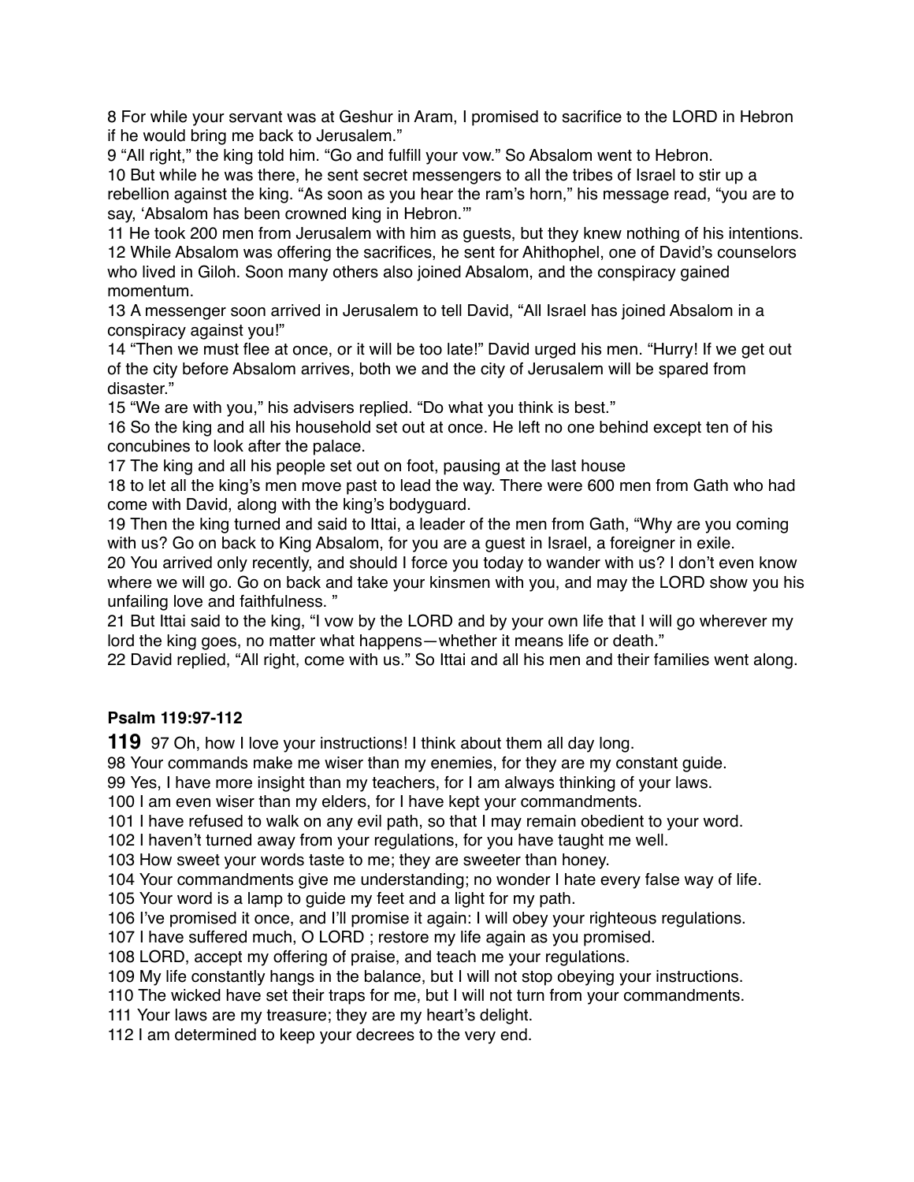8 For while your servant was at Geshur in Aram, I promised to sacrifice to the LORD in Hebron if he would bring me back to Jerusalem."

9 "All right," the king told him. "Go and fulfill your vow." So Absalom went to Hebron.

10 But while he was there, he sent secret messengers to all the tribes of Israel to stir up a rebellion against the king. "As soon as you hear the ram's horn," his message read, "you are to say, 'Absalom has been crowned king in Hebron.'"

11 He took 200 men from Jerusalem with him as guests, but they knew nothing of his intentions.

12 While Absalom was offering the sacrifices, he sent for Ahithophel, one of David's counselors who lived in Giloh. Soon many others also joined Absalom, and the conspiracy gained momentum.

13 A messenger soon arrived in Jerusalem to tell David, "All Israel has joined Absalom in a conspiracy against you!"

14 "Then we must flee at once, or it will be too late!" David urged his men. "Hurry! If we get out of the city before Absalom arrives, both we and the city of Jerusalem will be spared from disaster."

15 "We are with you," his advisers replied. "Do what you think is best."

16 So the king and all his household set out at once. He left no one behind except ten of his concubines to look after the palace.

17 The king and all his people set out on foot, pausing at the last house

18 to let all the king's men move past to lead the way. There were 600 men from Gath who had come with David, along with the king's bodyguard.

19 Then the king turned and said to Ittai, a leader of the men from Gath, "Why are you coming with us? Go on back to King Absalom, for you are a guest in Israel, a foreigner in exile.

20 You arrived only recently, and should I force you today to wander with us? I don't even know where we will go. Go on back and take your kinsmen with you, and may the LORD show you his unfailing love and faithfulness. "

21 But Ittai said to the king, "I vow by the LORD and by your own life that I will go wherever my lord the king goes, no matter what happens—whether it means life or death."

22 David replied, "All right, come with us." So Ittai and all his men and their families went along.

**Psalm 119:97-112**

**119** 97 Oh, how I love your instructions! I think about them all day long.

98 Your commands make me wiser than my enemies, for they are my constant guide.

99 Yes, I have more insight than my teachers, for I am always thinking of your laws.

100 I am even wiser than my elders, for I have kept your commandments.

101 I have refused to walk on any evil path, so that I may remain obedient to your word.

102 I haven't turned away from your regulations, for you have taught me well.

103 How sweet your words taste to me; they are sweeter than honey.

104 Your commandments give me understanding; no wonder I hate every false way of life.

105 Your word is a lamp to guide my feet and a light for my path.

106 I've promised it once, and I'll promise it again: I will obey your righteous regulations.

107 I have suffered much, O LORD ; restore my life again as you promised.

108 LORD, accept my offering of praise, and teach me your regulations.

109 My life constantly hangs in the balance, but I will not stop obeying your instructions.

110 The wicked have set their traps for me, but I will not turn from your commandments.

111 Your laws are my treasure; they are my heart's delight.

112 I am determined to keep your decrees to the very end.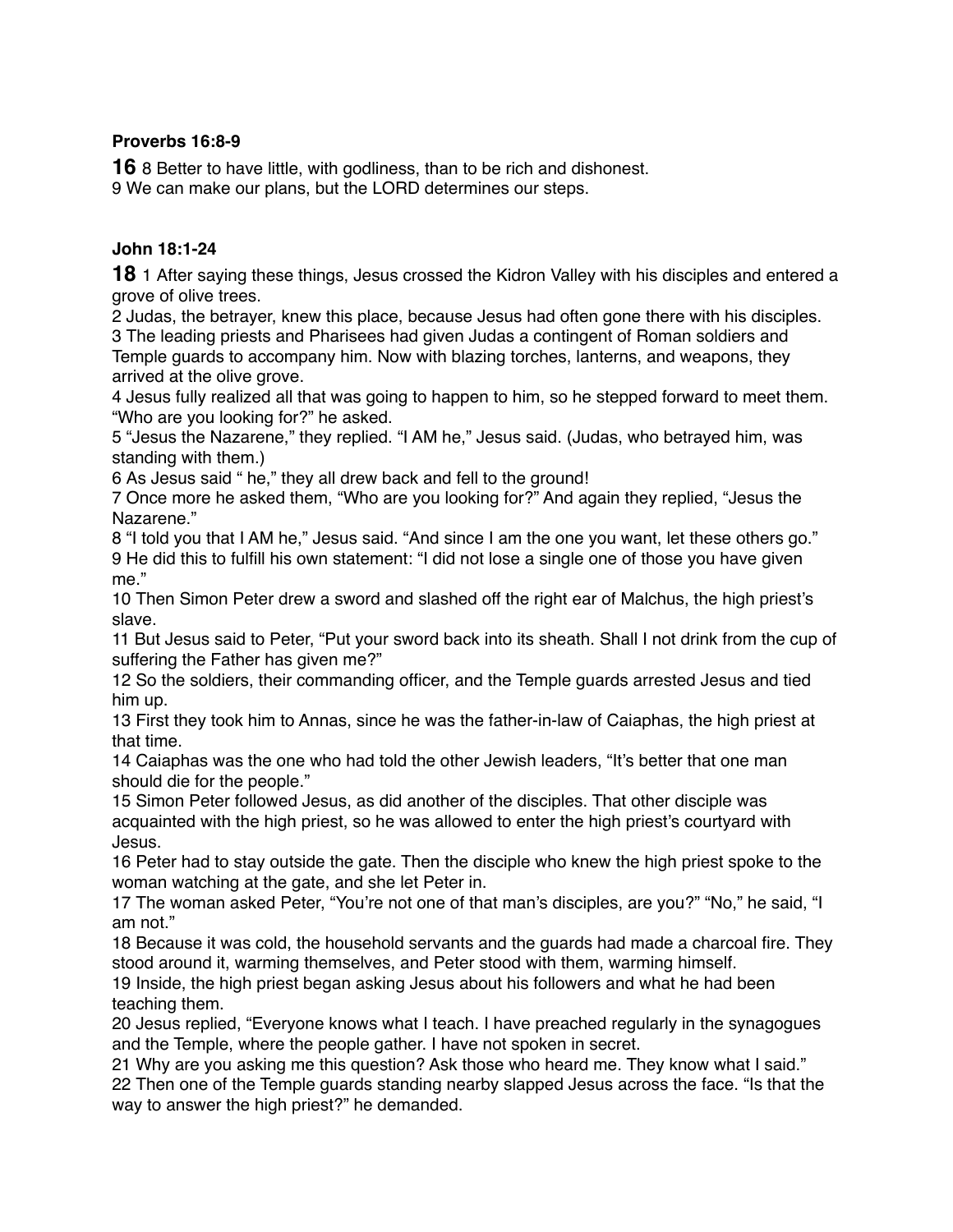**Proverbs 16:8-9**

**16** 8 Better to have little, with godliness, than to be rich and dishonest.
9 We can make our plans, but the LORD determines our steps.

**John 18:1-24**

**18** 1 After saying these things, Jesus crossed the Kidron Valley with his disciples and entered a grove of olive trees.
2 Judas, the betrayer, knew this place, because Jesus had often gone there with his disciples.
3 The leading priests and Pharisees had given Judas a contingent of Roman soldiers and Temple guards to accompany him. Now with blazing torches, lanterns, and weapons, they arrived at the olive grove.
4 Jesus fully realized all that was going to happen to him, so he stepped forward to meet them. “Who are you looking for?” he asked.
5 “Jesus the Nazarene,” they replied. “I AM he,” Jesus said. (Judas, who betrayed him, was standing with them.)
6 As Jesus said “ he,” they all drew back and fell to the ground!
7 Once more he asked them, “Who are you looking for?” And again they replied, “Jesus the Nazarene.”
8 “I told you that I AM he,” Jesus said. “And since I am the one you want, let these others go.”
9 He did this to fulfill his own statement: “I did not lose a single one of those you have given me.”
10 Then Simon Peter drew a sword and slashed off the right ear of Malchus, the high priest’s slave.
11 But Jesus said to Peter, “Put your sword back into its sheath. Shall I not drink from the cup of suffering the Father has given me?”
12 So the soldiers, their commanding officer, and the Temple guards arrested Jesus and tied him up.
13 First they took him to Annas, since he was the father-in-law of Caiaphas, the high priest at that time.
14 Caiaphas was the one who had told the other Jewish leaders, “It’s better that one man should die for the people.”
15 Simon Peter followed Jesus, as did another of the disciples. That other disciple was acquainted with the high priest, so he was allowed to enter the high priest’s courtyard with Jesus.
16 Peter had to stay outside the gate. Then the disciple who knew the high priest spoke to the woman watching at the gate, and she let Peter in.
17 The woman asked Peter, “You’re not one of that man’s disciples, are you?” “No,” he said, “I am not.”
18 Because it was cold, the household servants and the guards had made a charcoal fire. They stood around it, warming themselves, and Peter stood with them, warming himself.
19 Inside, the high priest began asking Jesus about his followers and what he had been teaching them.
20 Jesus replied, “Everyone knows what I teach. I have preached regularly in the synagogues and the Temple, where the people gather. I have not spoken in secret.
21 Why are you asking me this question? Ask those who heard me. They know what I said.”
22 Then one of the Temple guards standing nearby slapped Jesus across the face. “Is that the way to answer the high priest?” he demanded.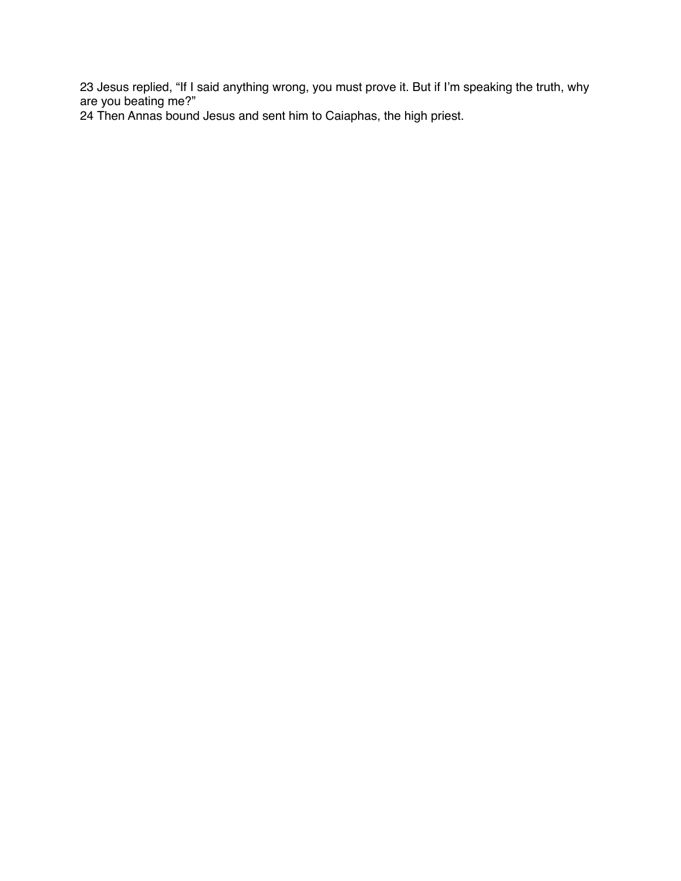23 Jesus replied, “If I said anything wrong, you must prove it. But if I’m speaking the truth, why are you beating me?”
24 Then Annas bound Jesus and sent him to Caiaphas, the high priest.